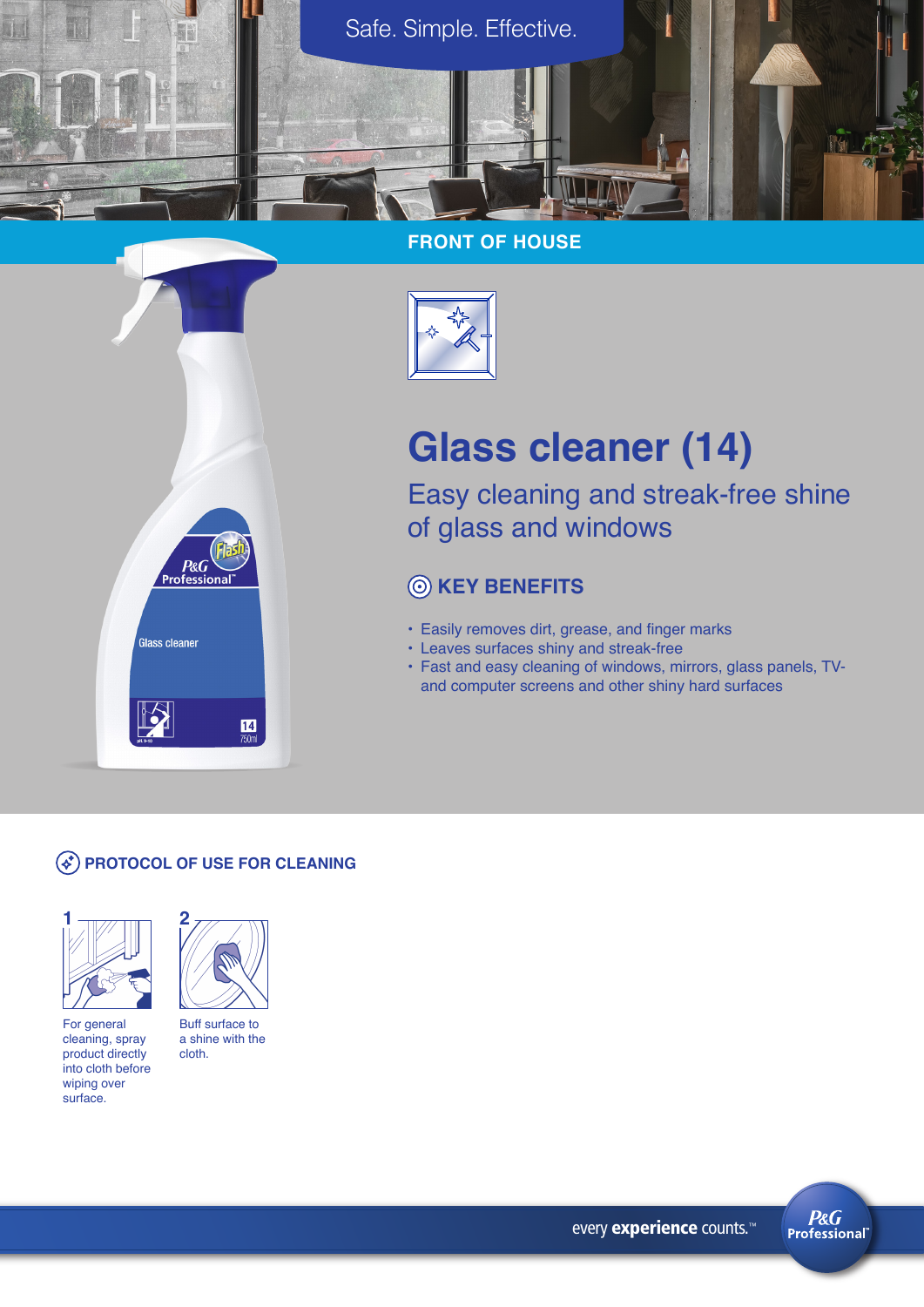Safe. Simple. Effective.

## FRONT OF HOUSE

# Glass cleaner (14)

Easy cleaning and streak-free shine of glass and windows

### KEY BENEFITS

- Easily removes dirt, grease, and finger marks
- Leaves surfaces shiny and streak-free
- Fast and easy cleaning of windows, mirrors, glass panels, TV- and computer screens and other shiny hard surfaces

### PROTOCOL OF USE FOR CLEANING

1. For general cleaning, spray product directly into cloth before wiping over surface.
2. Buff surface to a shine with the cloth.

every **experience** counts.™

P&G Professional™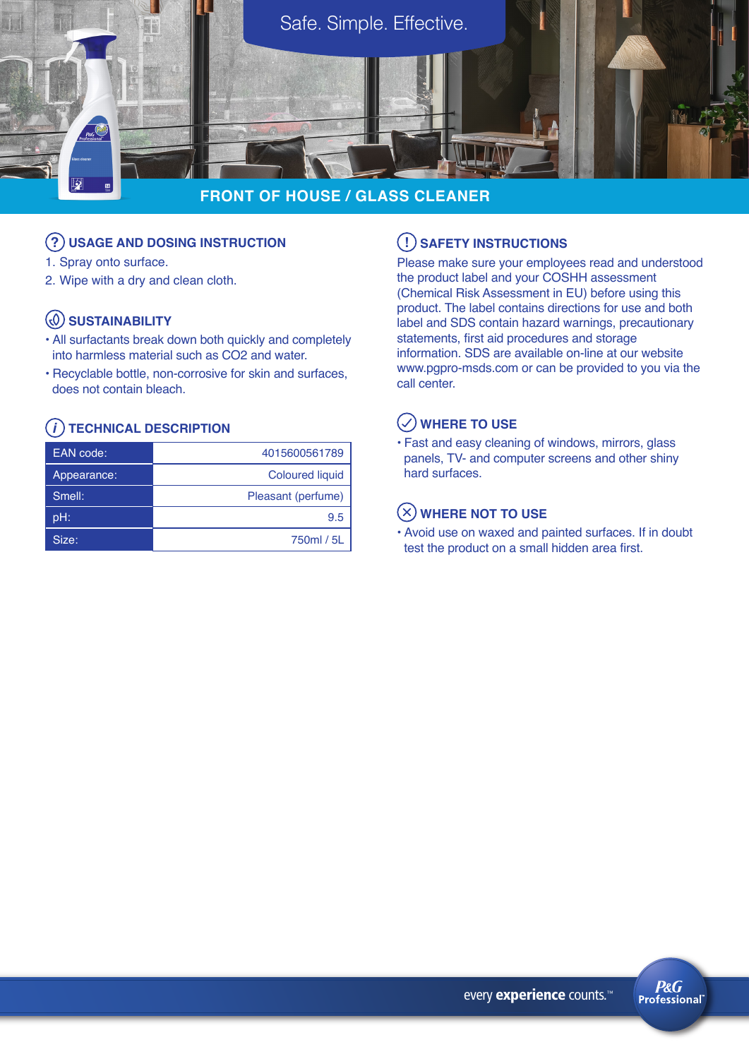Safe. Simple. Effective.

# FRONT OF HOUSE / GLASS CLEANER

## USAGE AND DOSING INSTRUCTION

1. Spray onto surface.
2. Wipe with a dry and clean cloth.

## SUSTAINABILITY

- All surfactants break down both quickly and completely into harmless material such as $CO_2$ and water.
- Recyclable bottle, non-corrosive for skin and surfaces, does not contain bleach.

## TECHNICAL DESCRIPTION

| | |
|---|---|
| EAN code: | 4015600561789 |
| Appearance: | Coloured liquid |
| Smell: | Pleasant (perfume) |
| pH: | 9.5 |
| Size: | 750ml / 5L |

## SAFETY INSTRUCTIONS

Please make sure your employees read and understood the product label and your COSHH assessment (Chemical Risk Assessment in EU) before using this product. The label contains directions for use and both label and SDS contain hazard warnings, precautionary statements, first aid procedures and storage information. SDS are available on-line at our website www.pgpro-msds.com or can be provided to you via the call center.

## WHERE TO USE

- Fast and easy cleaning of windows, mirrors, glass panels, TV- and computer screens and other shiny hard surfaces.

## WHERE NOT TO USE

- Avoid use on waxed and painted surfaces. If in doubt test the product on a small hidden area first.

every **experience** counts.™ P&G Professional™